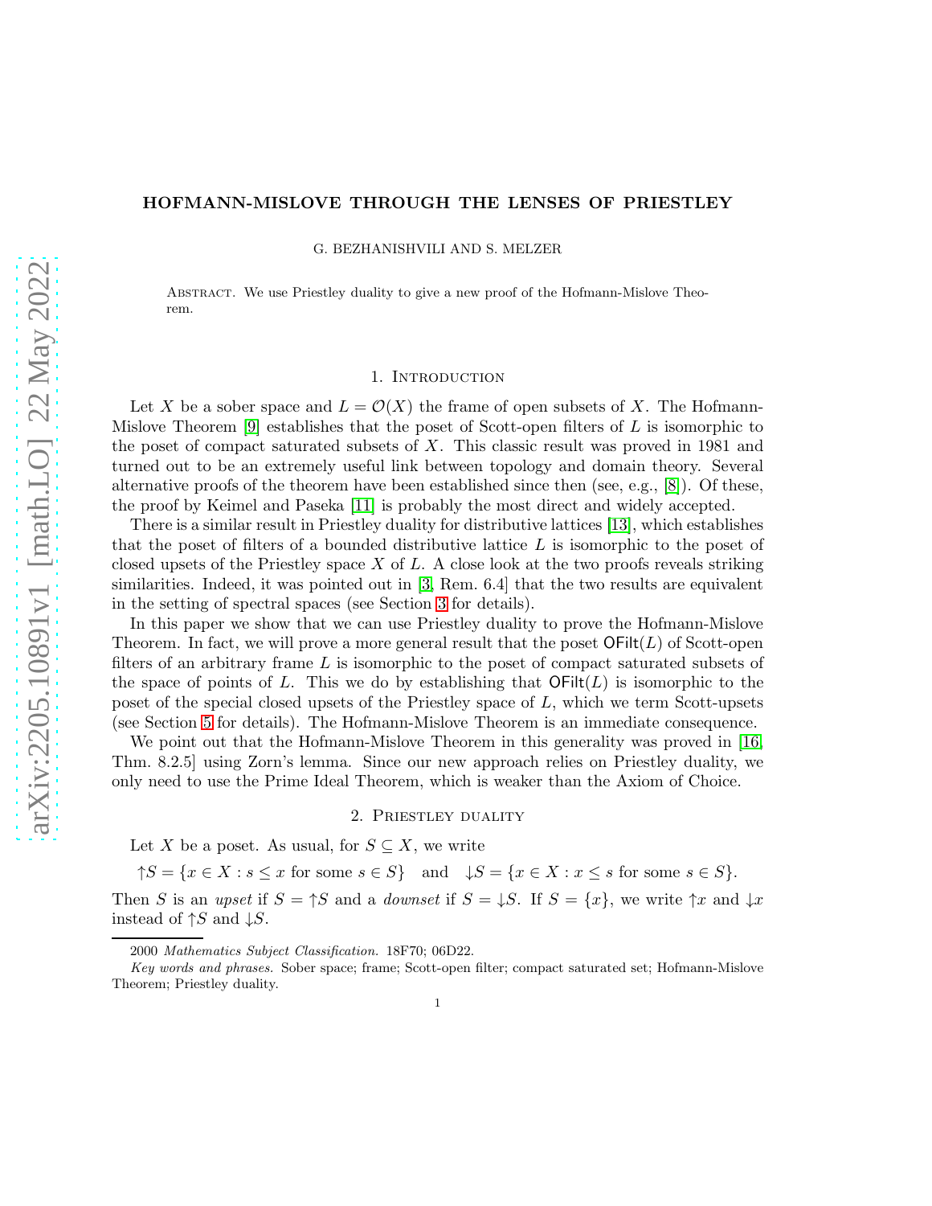# HOFMANN-MISLOVE THROUGH THE LENSES OF PRIESTLEY

G. BEZHANISHVILI AND S. MELZER

Abstract. We use Priestley duality to give a new proof of the Hofmann-Mislove Theorem.

## 1. Introduction

Let $X$ be a sober space and $L = \mathcal{O}(X)$ the frame of open subsets of $X$. The Hofmann-Mislove Theorem [9] establishes that the poset of Scott-open filters of $L$ is isomorphic to the poset of compact saturated subsets of $X$. This classic result was proved in 1981 and turned out to be an extremely useful link between topology and domain theory. Several alternative proofs of the theorem have been established since then (see, e.g., [8]). Of these, the proof by Keimel and Paseka [11] is probably the most direct and widely accepted.

There is a similar result in Priestley duality for distributive lattices [13], which establishes that the poset of filters of a bounded distributive lattice $L$ is isomorphic to the poset of closed upsets of the Priestley space $X$ of $L$. A close look at the two proofs reveals striking similarities. Indeed, it was pointed out in [3, Rem. 6.4] that the two results are equivalent in the setting of spectral spaces (see Section 3 for details).

In this paper we show that we can use Priestley duality to prove the Hofmann-Mislove Theorem. In fact, we will prove a more general result that the poset $\mathsf{OFilt}(L)$ of Scott-open filters of an arbitrary frame $L$ is isomorphic to the poset of compact saturated subsets of the space of points of $L$. This we do by establishing that $\mathsf{OFilt}(L)$ is isomorphic to the poset of the special closed upsets of the Priestley space of $L$, which we term Scott-upsets (see Section 5 for details). The Hofmann-Mislove Theorem is an immediate consequence.

We point out that the Hofmann-Mislove Theorem in this generality was proved in [16, Thm. 8.2.5] using Zorn's lemma. Since our new approach relies on Priestley duality, we only need to use the Prime Ideal Theorem, which is weaker than the Axiom of Choice.

## 2. Priestley duality

Let $X$ be a poset. As usual, for $S \subseteq X$, we write

$$\uparrow S = \{x \in X : s \leq x \text{ for some } s \in S\} \quad \text{and} \quad \downarrow S = \{x \in X : x \leq s \text{ for some } s \in S\}.$$

Then $S$ is an *upset* if $S = \uparrow S$ and a *downset* if $S = \downarrow S$. If $S = \{x\}$, we write $\uparrow x$ and $\downarrow x$ instead of $\uparrow S$ and $\downarrow S$.

---

2000 *Mathematics Subject Classification.* 18F70; 06D22.

*Key words and phrases.* Sober space; frame; Scott-open filter; compact saturated set; Hofmann-Mislove Theorem; Priestley duality.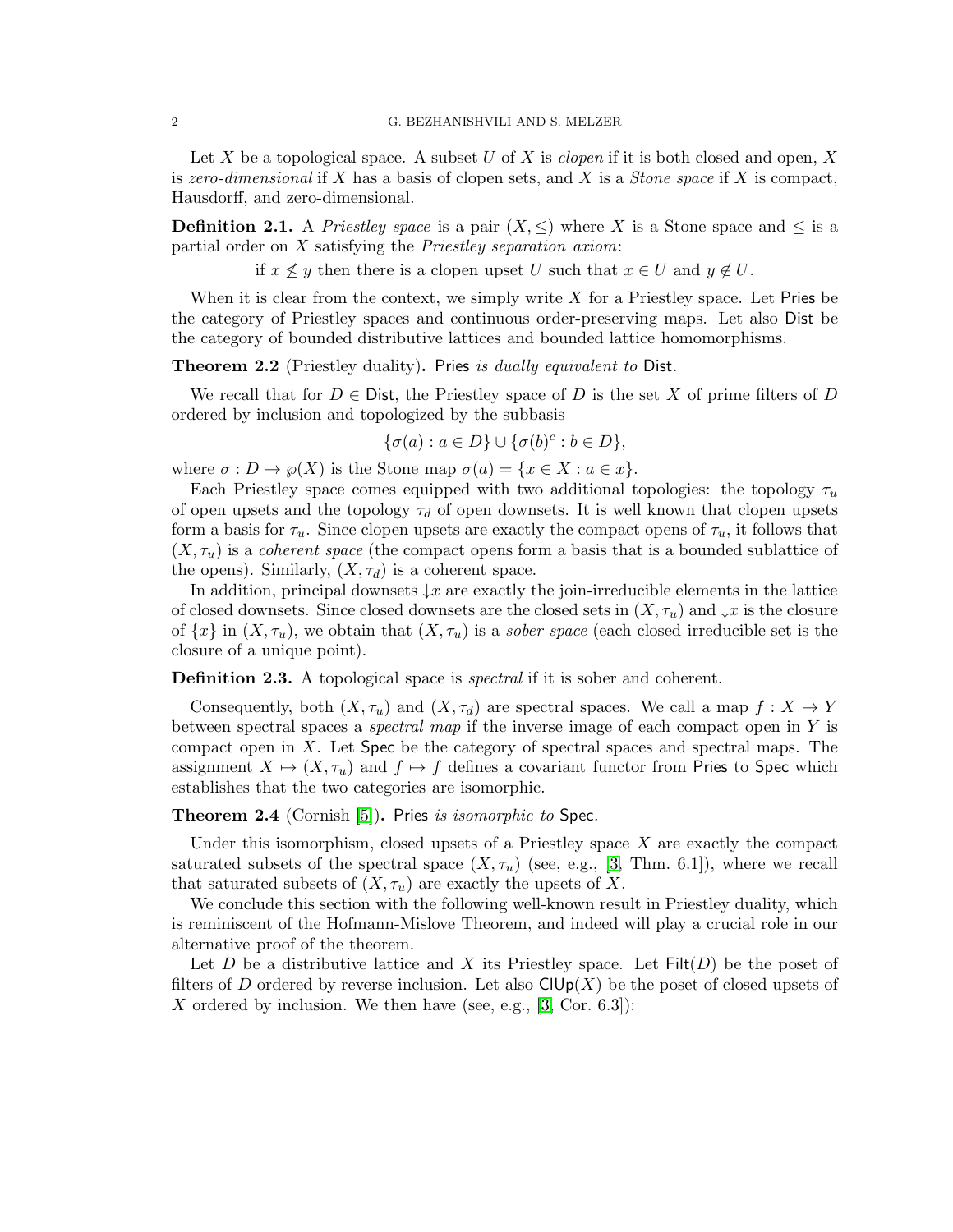Let $X$ be a topological space. A subset $U$ of $X$ is *clopen* if it is both closed and open, $X$ is *zero-dimensional* if $X$ has a basis of clopen sets, and $X$ is a *Stone space* if $X$ is compact, Hausdorff, and zero-dimensional.

**Definition 2.1.** A *Priestley space* is a pair $(X, \leq)$ where $X$ is a Stone space and $\leq$ is a partial order on $X$ satisfying the *Priestley separation axiom*:

$$\text{if } x \not\leq y \text{ then there is a clopen upset } U \text{ such that } x \in U \text{ and } y \notin U.$$

When it is clear from the context, we simply write $X$ for a Priestley space. Let $\mathsf{Pries}$ be the category of Priestley spaces and continuous order-preserving maps. Let also $\mathsf{Dist}$ be the category of bounded distributive lattices and bounded lattice homomorphisms.

**Theorem 2.2** (Priestley duality)**.** *$\mathsf{Pries}$ is dually equivalent to $\mathsf{Dist}$.*

We recall that for $D \in \mathsf{Dist}$, the Priestley space of $D$ is the set $X$ of prime filters of $D$ ordered by inclusion and topologized by the subbasis

$$\{\sigma(a) : a \in D\} \cup \{\sigma(b)^c : b \in D\},$$

where $\sigma : D \to \wp(X)$ is the Stone map $\sigma(a) = \{x \in X : a \in x\}$.

Each Priestley space comes equipped with two additional topologies: the topology $\tau_u$ of open upsets and the topology $\tau_d$ of open downsets. It is well known that clopen upsets form a basis for $\tau_u$. Since clopen upsets are exactly the compact opens of $\tau_u$, it follows that $(X, \tau_u)$ is a *coherent space* (the compact opens form a basis that is a bounded sublattice of the opens). Similarly, $(X, \tau_d)$ is a coherent space.

In addition, principal downsets ${\downarrow}x$ are exactly the join-irreducible elements in the lattice of closed downsets. Since closed downsets are the closed sets in $(X, \tau_u)$ and ${\downarrow}x$ is the closure of $\{x\}$ in $(X, \tau_u)$, we obtain that $(X, \tau_u)$ is a *sober space* (each closed irreducible set is the closure of a unique point).

**Definition 2.3.** A topological space is *spectral* if it is sober and coherent.

Consequently, both $(X, \tau_u)$ and $(X, \tau_d)$ are spectral spaces. We call a map $f : X \to Y$ between spectral spaces a *spectral map* if the inverse image of each compact open in $Y$ is compact open in $X$. Let $\mathsf{Spec}$ be the category of spectral spaces and spectral maps. The assignment $X \mapsto (X, \tau_u)$ and $f \mapsto f$ defines a covariant functor from $\mathsf{Pries}$ to $\mathsf{Spec}$ which establishes that the two categories are isomorphic.

**Theorem 2.4** (Cornish [5])**.** *$\mathsf{Pries}$ is isomorphic to $\mathsf{Spec}$.*

Under this isomorphism, closed upsets of a Priestley space $X$ are exactly the compact saturated subsets of the spectral space $(X, \tau_u)$ (see, e.g., [3, Thm. 6.1]), where we recall that saturated subsets of $(X, \tau_u)$ are exactly the upsets of $X$.

We conclude this section with the following well-known result in Priestley duality, which is reminiscent of the Hofmann-Mislove Theorem, and indeed will play a crucial role in our alternative proof of the theorem.

Let $D$ be a distributive lattice and $X$ its Priestley space. Let $\mathsf{Filt}(D)$ be the poset of filters of $D$ ordered by reverse inclusion. Let also $\mathsf{ClUp}(X)$ be the poset of closed upsets of $X$ ordered by inclusion. We then have (see, e.g., [3, Cor. 6.3]):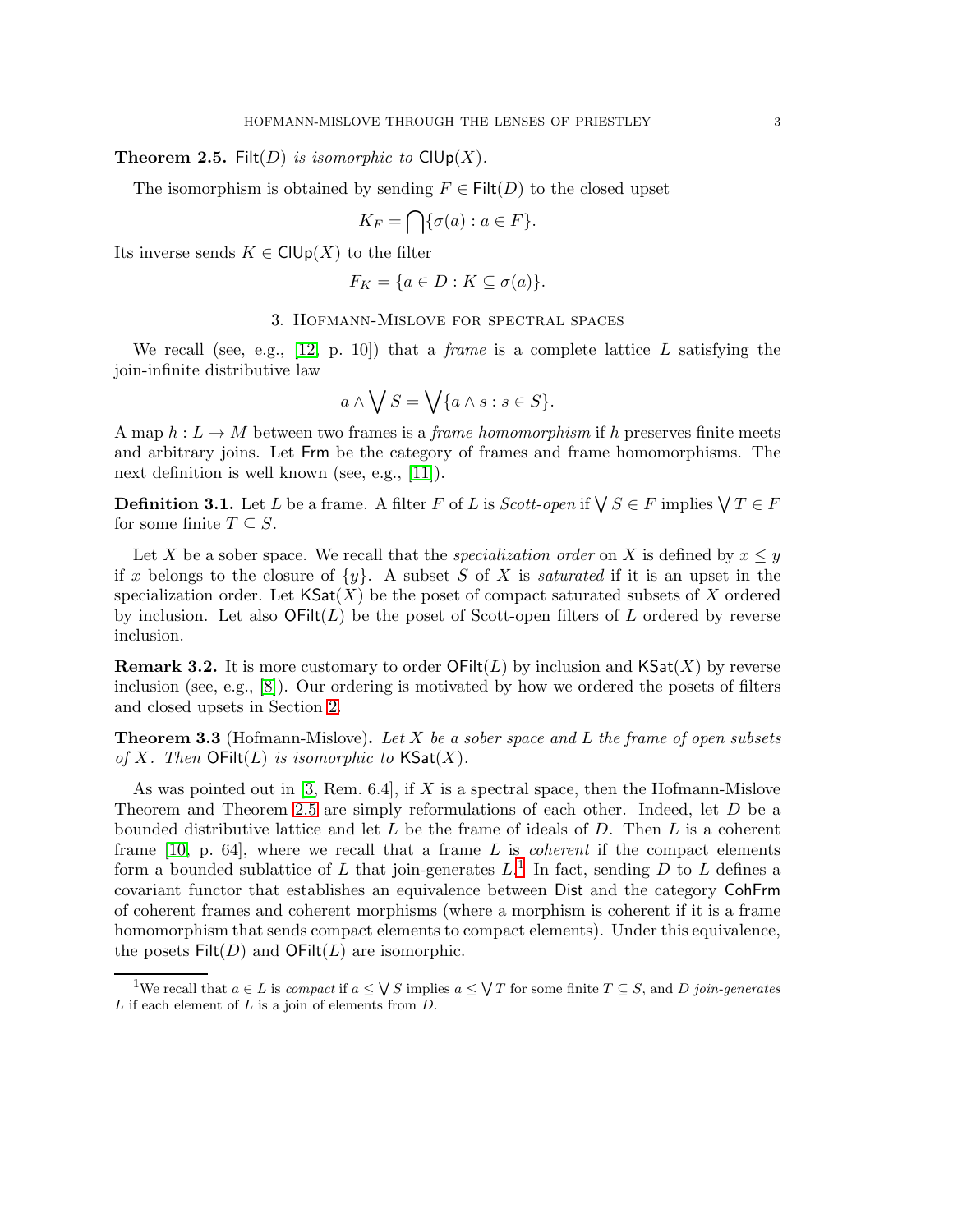**Theorem 2.5.** *$\mathsf{Filt}(D)$ is isomorphic to $\mathsf{ClUp}(X)$.*

The isomorphism is obtained by sending $F \in \mathsf{Filt}(D)$ to the closed upset

$$K_F = \bigcap\{\sigma(a) : a \in F\}.$$

Its inverse sends $K \in \mathsf{ClUp}(X)$ to the filter

$$F_K = \{a \in D : K \subseteq \sigma(a)\}.$$

## 3. Hofmann-Mislove for spectral spaces

We recall (see, e.g., [12, p. 10]) that a *frame* is a complete lattice $L$ satisfying the join-infinite distributive law

$$a \wedge \bigvee S = \bigvee\{a \wedge s : s \in S\}.$$

A map $h : L \to M$ between two frames is a *frame homomorphism* if $h$ preserves finite meets and arbitrary joins. Let $\mathsf{Frm}$ be the category of frames and frame homomorphisms. The next definition is well known (see, e.g., [11]).

**Definition 3.1.** Let $L$ be a frame. A filter $F$ of $L$ is *Scott-open* if $\bigvee S \in F$ implies $\bigvee T \in F$ for some finite $T \subseteq S$.

Let $X$ be a sober space. We recall that the *specialization order* on $X$ is defined by $x \leq y$ if $x$ belongs to the closure of $\{y\}$. A subset $S$ of $X$ is *saturated* if it is an upset in the specialization order. Let $\mathsf{KSat}(X)$ be the poset of compact saturated subsets of $X$ ordered by inclusion. Let also $\mathsf{OFilt}(L)$ be the poset of Scott-open filters of $L$ ordered by reverse inclusion.

**Remark 3.2.** It is more customary to order $\mathsf{OFilt}(L)$ by inclusion and $\mathsf{KSat}(X)$ by reverse inclusion (see, e.g., [8]). Our ordering is motivated by how we ordered the posets of filters and closed upsets in Section 2.

**Theorem 3.3** (Hofmann-Mislove)**.** *Let $X$ be a sober space and $L$ the frame of open subsets of $X$. Then $\mathsf{OFilt}(L)$ is isomorphic to $\mathsf{KSat}(X)$.*

As was pointed out in [3, Rem. 6.4], if $X$ is a spectral space, then the Hofmann-Mislove Theorem and Theorem 2.5 are simply reformulations of each other. Indeed, let $D$ be a bounded distributive lattice and let $L$ be the frame of ideals of $D$. Then $L$ is a coherent frame [10, p. 64], where we recall that a frame $L$ is *coherent* if the compact elements form a bounded sublattice of $L$ that join-generates $L$.[1] In fact, sending $D$ to $L$ defines a covariant functor that establishes an equivalence between $\mathsf{Dist}$ and the category $\mathsf{CohFrm}$ of coherent frames and coherent morphisms (where a morphism is coherent if it is a frame homomorphism that sends compact elements to compact elements). Under this equivalence, the posets $\mathsf{Filt}(D)$ and $\mathsf{OFilt}(L)$ are isomorphic.

[1] We recall that $a \in L$ is *compact* if $a \leq \bigvee S$ implies $a \leq \bigvee T$ for some finite $T \subseteq S$, and $D$ *join-generates* $L$ if each element of $L$ is a join of elements from $D$.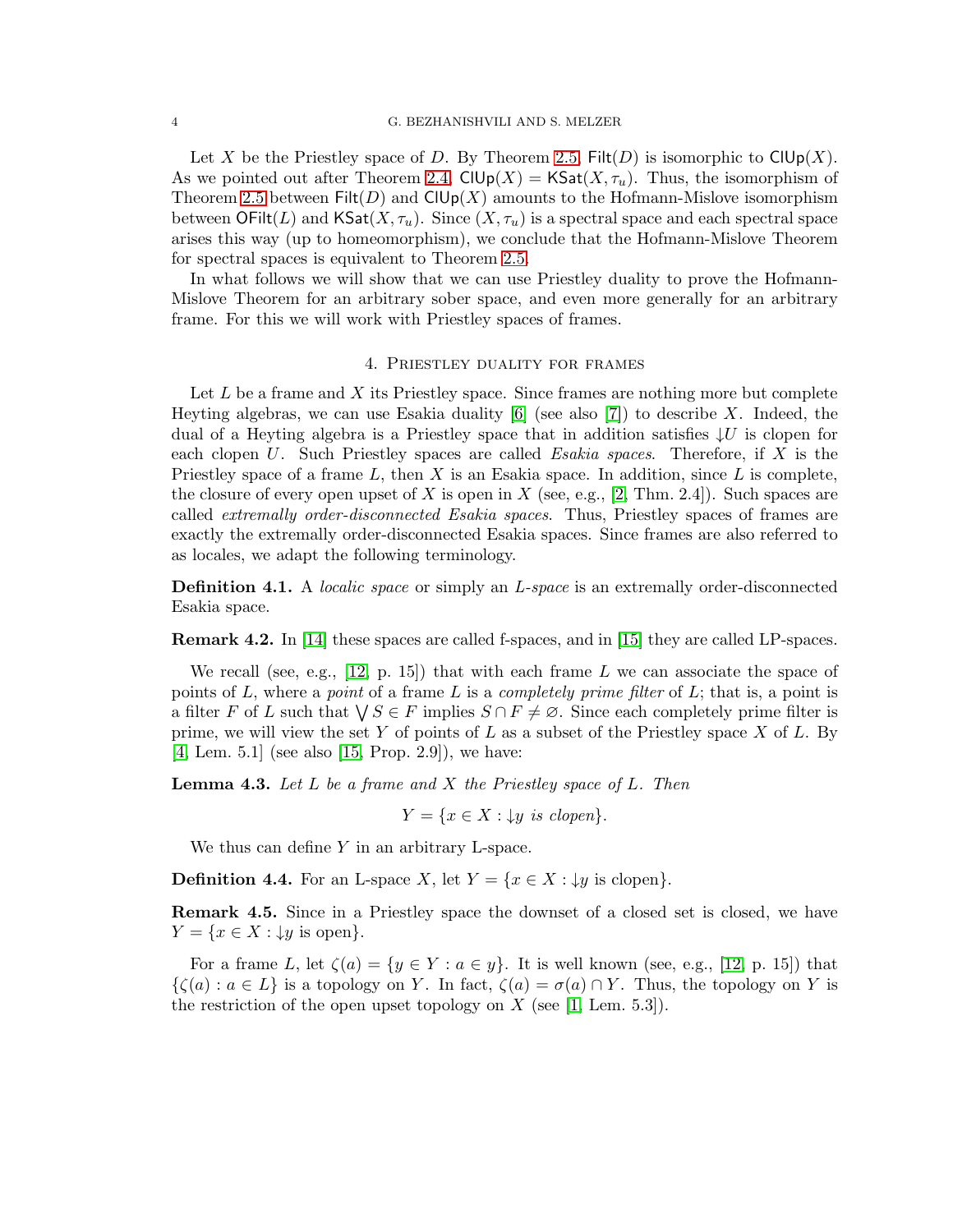Let $X$ be the Priestley space of $D$. By Theorem 2.5, $\mathsf{Filt}(D)$ is isomorphic to $\mathsf{ClUp}(X)$. As we pointed out after Theorem 2.4, $\mathsf{ClUp}(X) = \mathsf{KSat}(X, \tau_u)$. Thus, the isomorphism of Theorem 2.5 between $\mathsf{Filt}(D)$ and $\mathsf{ClUp}(X)$ amounts to the Hofmann-Mislove isomorphism between $\mathsf{OFilt}(L)$ and $\mathsf{KSat}(X, \tau_u)$. Since $(X, \tau_u)$ is a spectral space and each spectral space arises this way (up to homeomorphism), we conclude that the Hofmann-Mislove Theorem for spectral spaces is equivalent to Theorem 2.5.

In what follows we will show that we can use Priestley duality to prove the Hofmann-Mislove Theorem for an arbitrary sober space, and even more generally for an arbitrary frame. For this we will work with Priestley spaces of frames.

## 4. Priestley duality for frames

Let $L$ be a frame and $X$ its Priestley space. Since frames are nothing more but complete Heyting algebras, we can use Esakia duality [6] (see also [7]) to describe $X$. Indeed, the dual of a Heyting algebra is a Priestley space that in addition satisfies ${\downarrow}U$ is clopen for each clopen $U$. Such Priestley spaces are called *Esakia spaces*. Therefore, if $X$ is the Priestley space of a frame $L$, then $X$ is an Esakia space. In addition, since $L$ is complete, the closure of every open upset of $X$ is open in $X$ (see, e.g., [2, Thm. 2.4]). Such spaces are called *extremally order-disconnected Esakia spaces*. Thus, Priestley spaces of frames are exactly the extremally order-disconnected Esakia spaces. Since frames are also referred to as locales, we adapt the following terminology.

**Definition 4.1.** A *localic space* or simply an *L-space* is an extremally order-disconnected Esakia space.

**Remark 4.2.** In [14] these spaces are called f-spaces, and in [15] they are called LP-spaces.

We recall (see, e.g., [12, p. 15]) that with each frame $L$ we can associate the space of points of $L$, where a *point* of a frame $L$ is a *completely prime filter* of $L$; that is, a point is a filter $F$ of $L$ such that $\bigvee S \in F$ implies $S \cap F \neq \varnothing$. Since each completely prime filter is prime, we will view the set $Y$ of points of $L$ as a subset of the Priestley space $X$ of $L$. By [4, Lem. 5.1] (see also [15, Prop. 2.9]), we have:

**Lemma 4.3.** *Let $L$ be a frame and $X$ the Priestley space of $L$. Then*

$$Y = \{x \in X : {\downarrow}y \text{ is clopen}\}.$$

We thus can define $Y$ in an arbitrary L-space.

**Definition 4.4.** For an L-space $X$, let $Y = \{x \in X : {\downarrow}y \text{ is clopen}\}$.

**Remark 4.5.** Since in a Priestley space the downset of a closed set is closed, we have $Y = \{x \in X : {\downarrow}y \text{ is open}\}$.

For a frame $L$, let $\zeta(a) = \{y \in Y : a \in y\}$. It is well known (see, e.g., [12, p. 15]) that $\{\zeta(a) : a \in L\}$ is a topology on $Y$. In fact, $\zeta(a) = \sigma(a) \cap Y$. Thus, the topology on $Y$ is the restriction of the open upset topology on $X$ (see [1, Lem. 5.3]).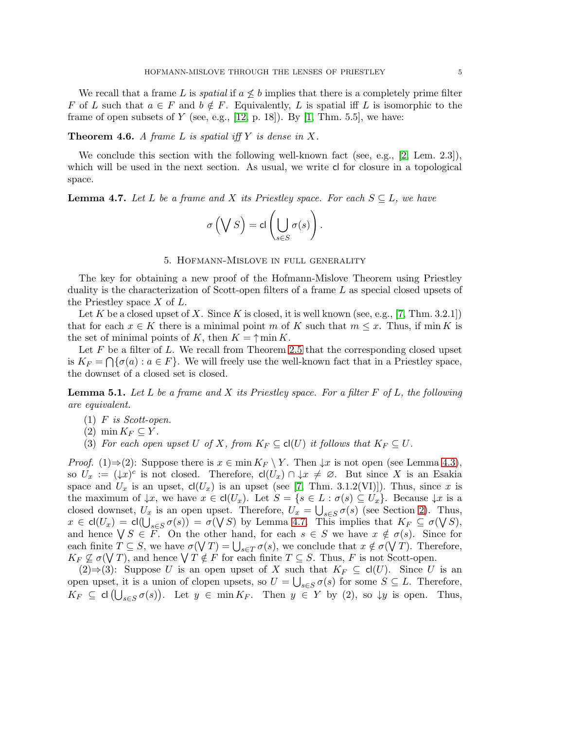We recall that a frame $L$ is *spatial* if $a \not\leq b$ implies that there is a completely prime filter $F$ of $L$ such that $a \in F$ and $b \notin F$. Equivalently, $L$ is spatial iff $L$ is isomorphic to the frame of open subsets of $Y$ (see, e.g., [12, p. 18]). By [1, Thm. 5.5], we have:

**Theorem 4.6.** *A frame $L$ is spatial iff $Y$ is dense in $X$.*

We conclude this section with the following well-known fact (see, e.g., [2, Lem. 2.3]), which will be used in the next section. As usual, we write $\mathsf{cl}$ for closure in a topological space.

**Lemma 4.7.** *Let $L$ be a frame and $X$ its Priestley space. For each $S \subseteq L$, we have*

$$\sigma\left(\bigvee S\right) = \mathsf{cl}\left(\bigcup_{s \in S} \sigma(s)\right).$$

## 5. Hofmann-Mislove in full generality

The key for obtaining a new proof of the Hofmann-Mislove Theorem using Priestley duality is the characterization of Scott-open filters of a frame $L$ as special closed upsets of the Priestley space $X$ of $L$.

Let $K$ be a closed upset of $X$. Since $K$ is closed, it is well known (see, e.g., [7, Thm. 3.2.1]) that for each $x \in K$ there is a minimal point $m$ of $K$ such that $m \leq x$. Thus, if $\min K$ is the set of minimal points of $K$, then $K = {\uparrow} \min K$.

Let $F$ be a filter of $L$. We recall from Theorem 2.5 that the corresponding closed upset is $K_F = \bigcap\{\sigma(a) : a \in F\}$. We will freely use the well-known fact that in a Priestley space, the downset of a closed set is closed.

**Lemma 5.1.** *Let $L$ be a frame and $X$ its Priestley space. For a filter $F$ of $L$, the following are equivalent.*

1. *$F$ is Scott-open.*
2. *$\min K_F \subseteq Y$.*
3. *For each open upset $U$ of $X$, from $K_F \subseteq \mathsf{cl}(U)$ it follows that $K_F \subseteq U$.*

*Proof.* (1)⇒(2): Suppose there is $x \in \min K_F \setminus Y$. Then ${\downarrow}x$ is not open (see Lemma 4.3), so $U_x := ({\downarrow}x)^c$ is not closed. Therefore, $\mathsf{cl}(U_x) \cap {\downarrow}x \neq \varnothing$. But since $X$ is an Esakia space and $U_x$ is an upset, $\mathsf{cl}(U_x)$ is an upset (see [7, Thm. 3.1.2(VI)]). Thus, since $x$ is the maximum of ${\downarrow}x$, we have $x \in \mathsf{cl}(U_x)$. Let $S = \{s \in L : \sigma(s) \subseteq U_x\}$. Because ${\downarrow}x$ is a closed downset, $U_x$ is an open upset. Therefore, $U_x = \bigcup_{s\in S} \sigma(s)$ (see Section 2). Thus, $x \in \mathsf{cl}(U_x) = \mathsf{cl}(\bigcup_{s\in S} \sigma(s)) = \sigma(\bigvee S)$ by Lemma 4.7. This implies that $K_F \subseteq \sigma(\bigvee S)$, and hence $\bigvee S \in F$. On the other hand, for each $s \in S$ we have $x \notin \sigma(s)$. Since for each finite $T \subseteq S$, we have $\sigma(\bigvee T) = \bigcup_{s\in T} \sigma(s)$, we conclude that $x \notin \sigma(\bigvee T)$. Therefore, $K_F \not\subseteq \sigma(\bigvee T)$, and hence $\bigvee T \notin F$ for each finite $T \subseteq S$. Thus, $F$ is not Scott-open.

(2)⇒(3): Suppose $U$ is an open upset of $X$ such that $K_F \subseteq \mathsf{cl}(U)$. Since $U$ is an open upset, it is a union of clopen upsets, so $U = \bigcup_{s\in S} \sigma(s)$ for some $S \subseteq L$. Therefore, $K_F \subseteq \mathsf{cl}\left(\bigcup_{s\in S} \sigma(s)\right)$. Let $y \in \min K_F$. Then $y \in Y$ by (2), so ${\downarrow}y$ is open. Thus,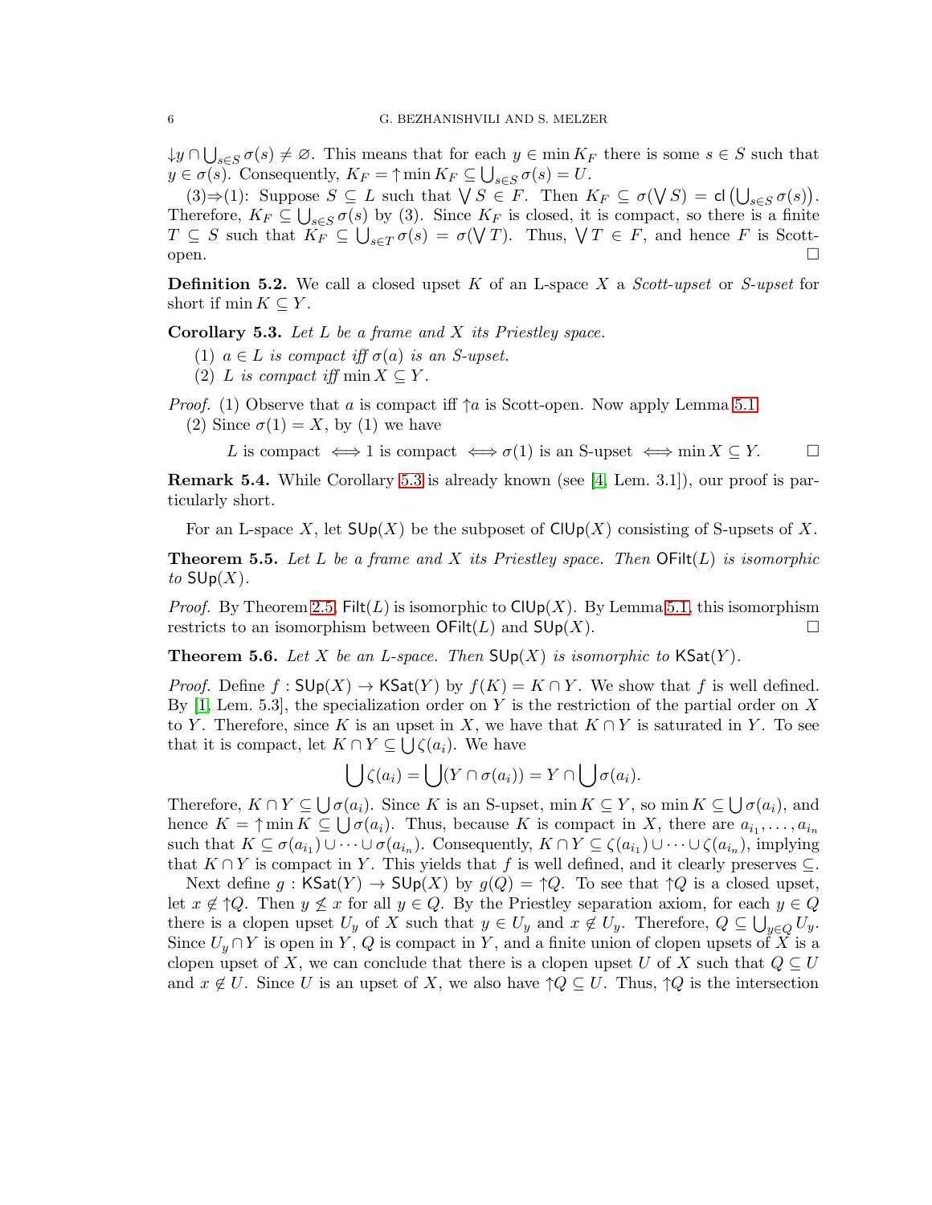$\downarrow y \cap \bigcup_{s\in S} \sigma(s) \neq \varnothing$. This means that for each $y \in \min K_F$ there is some $s \in S$ such that $y \in \sigma(s)$. Consequently, $K_F = \uparrow \min K_F \subseteq \bigcup_{s\in S} \sigma(s) = U$.

(3)⇒(1): Suppose $S \subseteq L$ such that $\bigvee S \in F$. Then $K_F \subseteq \sigma(\bigvee S) = \mathsf{cl}\left(\bigcup_{s\in S} \sigma(s)\right)$. Therefore, $K_F \subseteq \bigcup_{s\in S} \sigma(s)$ by (3). Since $K_F$ is closed, it is compact, so there is a finite $T \subseteq S$ such that $K_F \subseteq \bigcup_{s\in T} \sigma(s) = \sigma(\bigvee T)$. Thus, $\bigvee T \in F$, and hence $F$ is Scott-open. □

**Definition 5.2.** We call a closed upset $K$ of an L-space $X$ a *Scott-upset* or *S-upset* for short if $\min K \subseteq Y$.

**Corollary 5.3.** *Let $L$ be a frame and $X$ its Priestley space.*

(1) *$a \in L$ is compact iff $\sigma(a)$ is an S-upset.*
(2) *$L$ is compact iff $\min X \subseteq Y$.*

*Proof.* (1) Observe that $a$ is compact iff $\uparrow a$ is Scott-open. Now apply Lemma 5.1.

(2) Since $\sigma(1) = X$, by (1) we have

$$L \text{ is compact } \iff 1 \text{ is compact } \iff \sigma(1) \text{ is an S-upset } \iff \min X \subseteq Y. \qquad \square$$

**Remark 5.4.** While Corollary 5.3 is already known (see [4, Lem. 3.1]), our proof is particularly short.

For an L-space $X$, let $\mathsf{SUp}(X)$ be the subposet of $\mathsf{ClUp}(X)$ consisting of S-upsets of $X$.

**Theorem 5.5.** *Let $L$ be a frame and $X$ its Priestley space. Then $\mathsf{OFilt}(L)$ is isomorphic to $\mathsf{SUp}(X)$.*

*Proof.* By Theorem 2.5, $\mathsf{Filt}(L)$ is isomorphic to $\mathsf{ClUp}(X)$. By Lemma 5.1, this isomorphism restricts to an isomorphism between $\mathsf{OFilt}(L)$ and $\mathsf{SUp}(X)$. □

**Theorem 5.6.** *Let $X$ be an L-space. Then $\mathsf{SUp}(X)$ is isomorphic to $\mathsf{KSat}(Y)$.*

*Proof.* Define $f : \mathsf{SUp}(X) \to \mathsf{KSat}(Y)$ by $f(K) = K \cap Y$. We show that $f$ is well defined. By [1, Lem. 5.3], the specialization order on $Y$ is the restriction of the partial order on $X$ to $Y$. Therefore, since $K$ is an upset in $X$, we have that $K \cap Y$ is saturated in $Y$. To see that it is compact, let $K \cap Y \subseteq \bigcup \zeta(a_i)$. We have

$$\bigcup \zeta(a_i) = \bigcup (Y \cap \sigma(a_i)) = Y \cap \bigcup \sigma(a_i).$$

Therefore, $K \cap Y \subseteq \bigcup \sigma(a_i)$. Since $K$ is an S-upset, $\min K \subseteq Y$, so $\min K \subseteq \bigcup \sigma(a_i)$, and hence $K = \uparrow \min K \subseteq \bigcup \sigma(a_i)$. Thus, because $K$ is compact in $X$, there are $a_{i_1}, \dots, a_{i_n}$ such that $K \subseteq \sigma(a_{i_1}) \cup \dots \cup \sigma(a_{i_n})$. Consequently, $K \cap Y \subseteq \zeta(a_{i_1}) \cup \dots \cup \zeta(a_{i_n})$, implying that $K \cap Y$ is compact in $Y$. This yields that $f$ is well defined, and it clearly preserves $\subseteq$.

Next define $g : \mathsf{KSat}(Y) \to \mathsf{SUp}(X)$ by $g(Q) = \uparrow Q$. To see that $\uparrow Q$ is a closed upset, let $x \notin \uparrow Q$. Then $y \not\leq x$ for all $y \in Q$. By the Priestley separation axiom, for each $y \in Q$ there is a clopen upset $U_y$ of $X$ such that $y \in U_y$ and $x \notin U_y$. Therefore, $Q \subseteq \bigcup_{y\in Q} U_y$. Since $U_y \cap Y$ is open in $Y$, $Q$ is compact in $Y$, and a finite union of clopen upsets of $X$ is a clopen upset of $X$, we can conclude that there is a clopen upset $U$ of $X$ such that $Q \subseteq U$ and $x \notin U$. Since $U$ is an upset of $X$, we also have $\uparrow Q \subseteq U$. Thus, $\uparrow Q$ is the intersection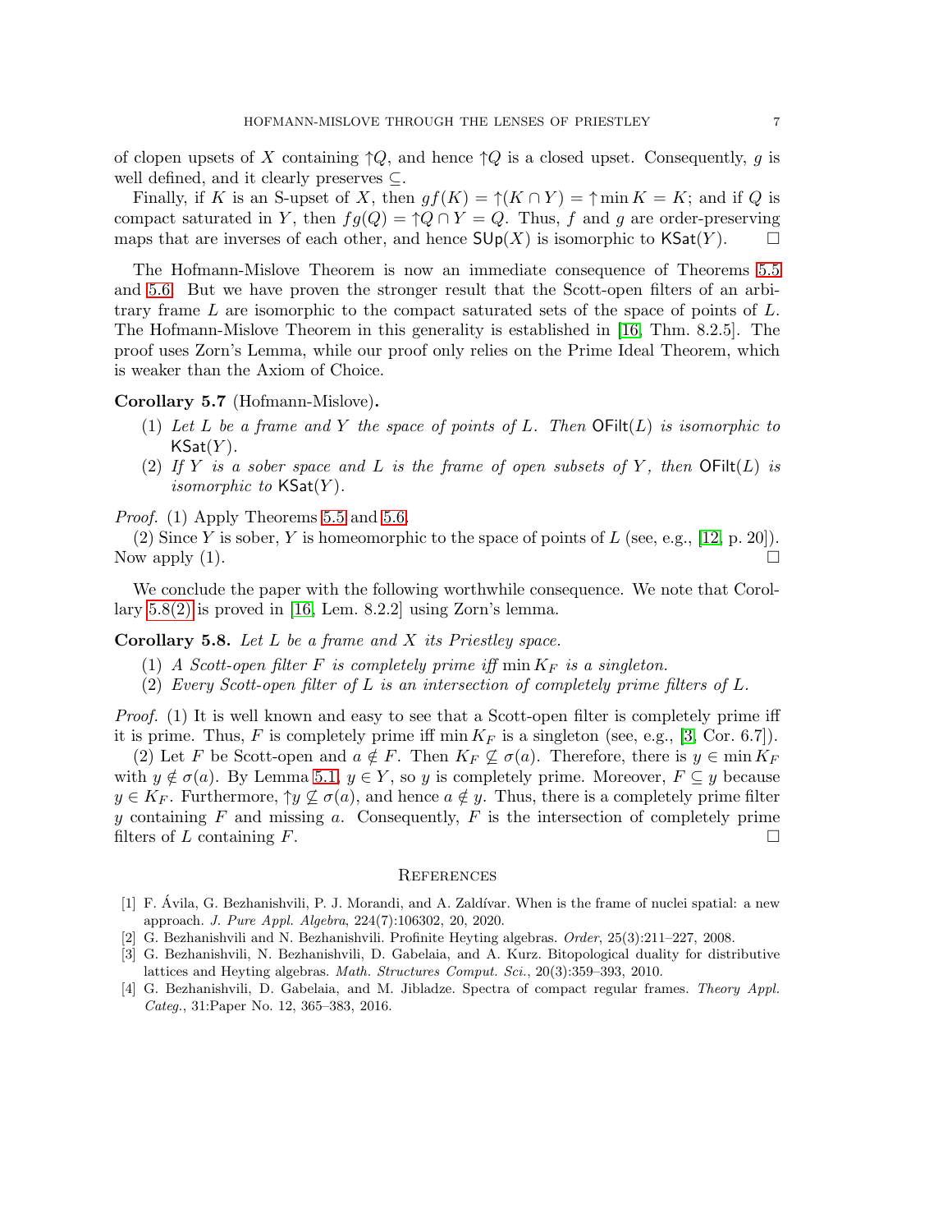of clopen upsets of $X$ containing $\uparrow Q$, and hence $\uparrow Q$ is a closed upset. Consequently, $g$ is well defined, and it clearly preserves $\subseteq$.

Finally, if $K$ is an S-upset of $X$, then $gf(K) = \uparrow(K \cap Y) = \uparrow \min K = K$; and if $Q$ is compact saturated in $Y$, then $fg(Q) = \uparrow Q \cap Y = Q$. Thus, $f$ and $g$ are order-preserving maps that are inverses of each other, and hence $\mathsf{SUp}(X)$ is isomorphic to $\mathsf{KSat}(Y)$. □

The Hofmann-Mislove Theorem is now an immediate consequence of Theorems 5.5 and 5.6. But we have proven the stronger result that the Scott-open filters of an arbitrary frame $L$ are isomorphic to the compact saturated sets of the space of points of $L$. The Hofmann-Mislove Theorem in this generality is established in [16, Thm. 8.2.5]. The proof uses Zorn's Lemma, while our proof only relies on the Prime Ideal Theorem, which is weaker than the Axiom of Choice.

**Corollary 5.7** (Hofmann-Mislove)**.**

(1) *Let $L$ be a frame and $Y$ the space of points of $L$. Then $\mathsf{OFilt}(L)$ is isomorphic to $\mathsf{KSat}(Y)$.*

(2) *If $Y$ is a sober space and $L$ is the frame of open subsets of $Y$, then $\mathsf{OFilt}(L)$ is isomorphic to $\mathsf{KSat}(Y)$.*

*Proof.* (1) Apply Theorems 5.5 and 5.6.

(2) Since $Y$ is sober, $Y$ is homeomorphic to the space of points of $L$ (see, e.g., [12, p. 20]). Now apply (1). □

We conclude the paper with the following worthwhile consequence. We note that Corollary 5.8(2) is proved in [16, Lem. 8.2.2] using Zorn's lemma.

**Corollary 5.8.** *Let $L$ be a frame and $X$ its Priestley space.*

(1) *A Scott-open filter $F$ is completely prime iff $\min K_F$ is a singleton.*

(2) *Every Scott-open filter of $L$ is an intersection of completely prime filters of $L$.*

*Proof.* (1) It is well known and easy to see that a Scott-open filter is completely prime iff it is prime. Thus, $F$ is completely prime iff $\min K_F$ is a singleton (see, e.g., [3, Cor. 6.7]).

(2) Let $F$ be Scott-open and $a \notin F$. Then $K_F \not\subseteq \sigma(a)$. Therefore, there is $y \in \min K_F$ with $y \notin \sigma(a)$. By Lemma 5.1, $y \in Y$, so $y$ is completely prime. Moreover, $F \subseteq y$ because $y \in K_F$. Furthermore, $\uparrow y \not\subseteq \sigma(a)$, and hence $a \notin y$. Thus, there is a completely prime filter $y$ containing $F$ and missing $a$. Consequently, $F$ is the intersection of completely prime filters of $L$ containing $F$. □

## References

[1] F. Ávila, G. Bezhanishvili, P. J. Morandi, and A. Zaldívar. When is the frame of nuclei spatial: a new approach. *J. Pure Appl. Algebra*, 224(7):106302, 20, 2020.

[2] G. Bezhanishvili and N. Bezhanishvili. Profinite Heyting algebras. *Order*, 25(3):211–227, 2008.

[3] G. Bezhanishvili, N. Bezhanishvili, D. Gabelaia, and A. Kurz. Bitopological duality for distributive lattices and Heyting algebras. *Math. Structures Comput. Sci.*, 20(3):359–393, 2010.

[4] G. Bezhanishvili, D. Gabelaia, and M. Jibladze. Spectra of compact regular frames. *Theory Appl. Categ.*, 31:Paper No. 12, 365–383, 2016.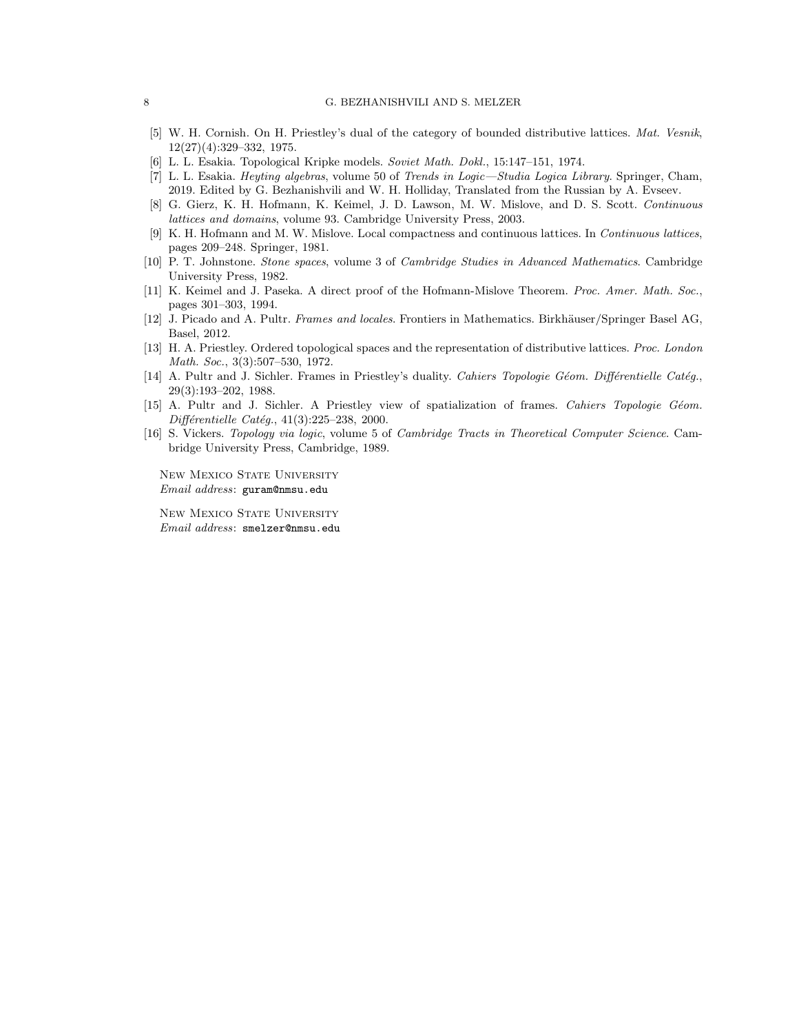[5] W. H. Cornish. On H. Priestley's dual of the category of bounded distributive lattices. *Mat. Vesnik*, 12(27)(4):329–332, 1975.

[6] L. L. Esakia. Topological Kripke models. *Soviet Math. Dokl.*, 15:147–151, 1974.

[7] L. L. Esakia. *Heyting algebras*, volume 50 of *Trends in Logic—Studia Logica Library*. Springer, Cham, 2019. Edited by G. Bezhanishvili and W. H. Holliday, Translated from the Russian by A. Evseev.

[8] G. Gierz, K. H. Hofmann, K. Keimel, J. D. Lawson, M. W. Mislove, and D. S. Scott. *Continuous lattices and domains*, volume 93. Cambridge University Press, 2003.

[9] K. H. Hofmann and M. W. Mislove. Local compactness and continuous lattices. In *Continuous lattices*, pages 209–248. Springer, 1981.

[10] P. T. Johnstone. *Stone spaces*, volume 3 of *Cambridge Studies in Advanced Mathematics*. Cambridge University Press, 1982.

[11] K. Keimel and J. Paseka. A direct proof of the Hofmann-Mislove Theorem. *Proc. Amer. Math. Soc.*, pages 301–303, 1994.

[12] J. Picado and A. Pultr. *Frames and locales*. Frontiers in Mathematics. Birkhäuser/Springer Basel AG, Basel, 2012.

[13] H. A. Priestley. Ordered topological spaces and the representation of distributive lattices. *Proc. London Math. Soc.*, 3(3):507–530, 1972.

[14] A. Pultr and J. Sichler. Frames in Priestley's duality. *Cahiers Topologie Géom. Différentielle Catég.*, 29(3):193–202, 1988.

[15] A. Pultr and J. Sichler. A Priestley view of spatialization of frames. *Cahiers Topologie Géom. Différentielle Catég.*, 41(3):225–238, 2000.

[16] S. Vickers. *Topology via logic*, volume 5 of *Cambridge Tracts in Theoretical Computer Science*. Cambridge University Press, Cambridge, 1989.

New Mexico State University
*Email address*: guram@nmsu.edu

New Mexico State University
*Email address*: smelzer@nmsu.edu